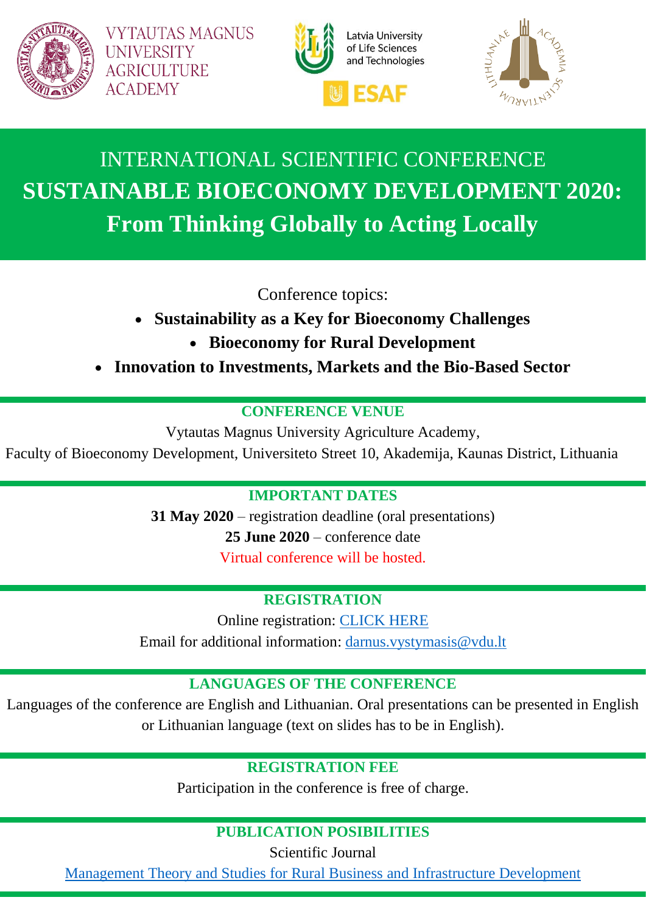VYTAUTAS MAGNUS UNIVERSITY AGRICULTURE ACADEMY

Latvia University of Life Sciences and Technologies

ESAF

# INTERNATIONAL SCIENTIFIC CONFERENCE

# SUSTAINABLE BIOECONOMY DEVELOPMENT 2020: From Thinking Globally to Acting Locally

Conference topics:

- **Sustainability as a Key for Bioeconomy Challenges**
- **Bioeconomy for Rural Development**
- **Innovation to Investments, Markets and the Bio-Based Sector**

## CONFERENCE VENUE

Vytautas Magnus University Agriculture Academy,
Faculty of Bioeconomy Development, Universiteto Street 10, Akademija, Kaunas District, Lithuania

## IMPORTANT DATES

**31 May 2020** – registration deadline (oral presentations)
**25 June 2020** – conference date
Virtual conference will be hosted.

## REGISTRATION

Online registration: CLICK HERE
Email for additional information: darnus.vystymasis@vdu.lt

## LANGUAGES OF THE CONFERENCE

Languages of the conference are English and Lithuanian. Oral presentations can be presented in English or Lithuanian language (text on slides has to be in English).

## REGISTRATION FEE

Participation in the conference is free of charge.

## PUBLICATION POSIBILITIES

Scientific Journal
Management Theory and Studies for Rural Business and Infrastructure Development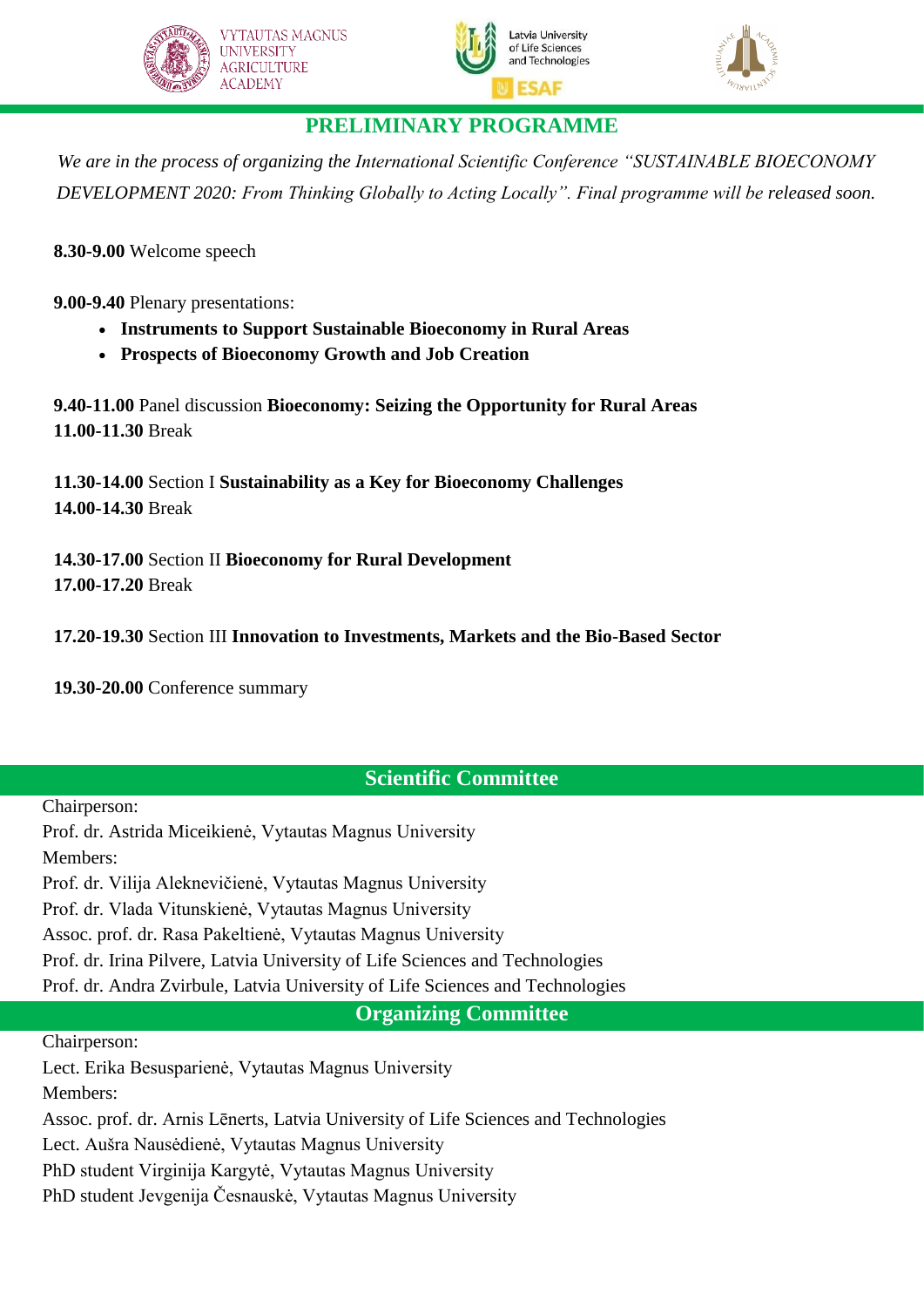# PRELIMINARY PROGRAMME

*We are in the process of organizing the International Scientific Conference "SUSTAINABLE BIOECONOMY DEVELOPMENT 2020: From Thinking Globally to Acting Locally". Final programme will be released soon.*

**8.30-9.00** Welcome speech

**9.00-9.40** Plenary presentations:

- **Instruments to Support Sustainable Bioeconomy in Rural Areas**
- **Prospects of Bioeconomy Growth and Job Creation**

**9.40-11.00** Panel discussion **Bioeconomy: Seizing the Opportunity for Rural Areas**
**11.00-11.30** Break

**11.30-14.00** Section I **Sustainability as a Key for Bioeconomy Challenges**
**14.00-14.30** Break

**14.30-17.00** Section II **Bioeconomy for Rural Development**
**17.00-17.20** Break

**17.20-19.30** Section III **Innovation to Investments, Markets and the Bio-Based Sector**

**19.30-20.00** Conference summary

## Scientific Committee

Chairperson:
Prof. dr. Astrida Miceikienė, Vytautas Magnus University
Members:
Prof. dr. Vilija Aleknevičienė, Vytautas Magnus University
Prof. dr. Vlada Vitunskienė, Vytautas Magnus University
Assoc. prof. dr. Rasa Pakeltienė, Vytautas Magnus University
Prof. dr. Irina Pilvere, Latvia University of Life Sciences and Technologies
Prof. dr. Andra Zvirbule, Latvia University of Life Sciences and Technologies

## Organizing Committee

Chairperson:
Lect. Erika Besusparienė, Vytautas Magnus University
Members:
Assoc. prof. dr. Arnis Lēnerts, Latvia University of Life Sciences and Technologies
Lect. Aušra Nausėdienė, Vytautas Magnus University
PhD student Virginija Kargytė, Vytautas Magnus University
PhD student Jevgenija Česnauskė, Vytautas Magnus University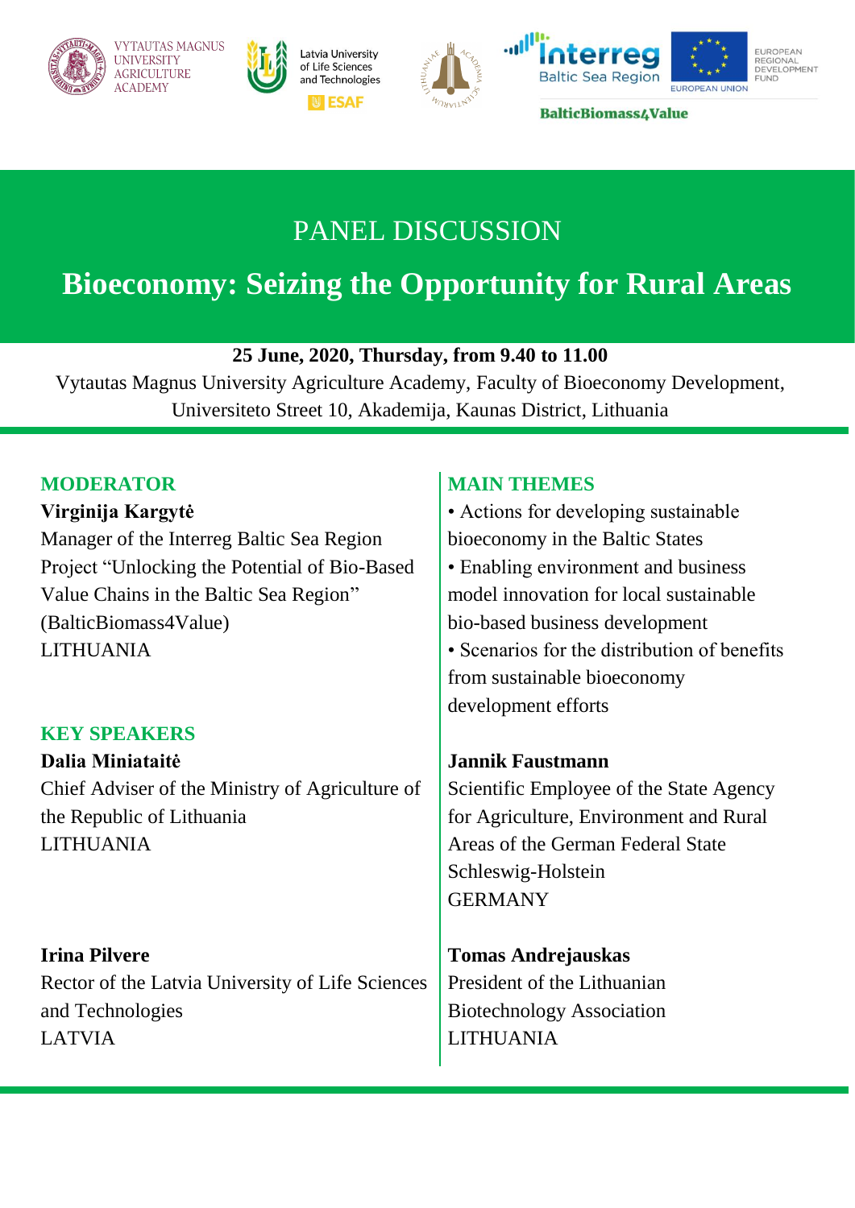VYTAUTAS MAGNUS UNIVERSITY AGRICULTURE ACADEMY

Latvia University of Life Sciences and Technologies

ESAF

Interreg Baltic Sea Region

EUROPEAN UNION EUROPEAN REGIONAL DEVELOPMENT FUND

BalticBiomass4Value

# PANEL DISCUSSION

# Bioeconomy: Seizing the Opportunity for Rural Areas

**25 June, 2020, Thursday, from 9.40 to 11.00**

Vytautas Magnus University Agriculture Academy, Faculty of Bioeconomy Development, Universiteto Street 10, Akademija, Kaunas District, Lithuania

## MODERATOR

**Virginija Kargytė**
Manager of the Interreg Baltic Sea Region Project "Unlocking the Potential of Bio-Based Value Chains in the Baltic Sea Region" (BalticBiomass4Value)
LITHUANIA

## KEY SPEAKERS

**Dalia Miniataitė**
Chief Adviser of the Ministry of Agriculture of the Republic of Lithuania
LITHUANIA

**Irina Pilvere**
Rector of the Latvia University of Life Sciences and Technologies
LATVIA

## MAIN THEMES

- Actions for developing sustainable bioeconomy in the Baltic States
- Enabling environment and business model innovation for local sustainable bio-based business development
- Scenarios for the distribution of benefits from sustainable bioeconomy development efforts

**Jannik Faustmann**
Scientific Employee of the State Agency for Agriculture, Environment and Rural Areas of the German Federal State Schleswig-Holstein
GERMANY

**Tomas Andrejauskas**
President of the Lithuanian Biotechnology Association
LITHUANIA